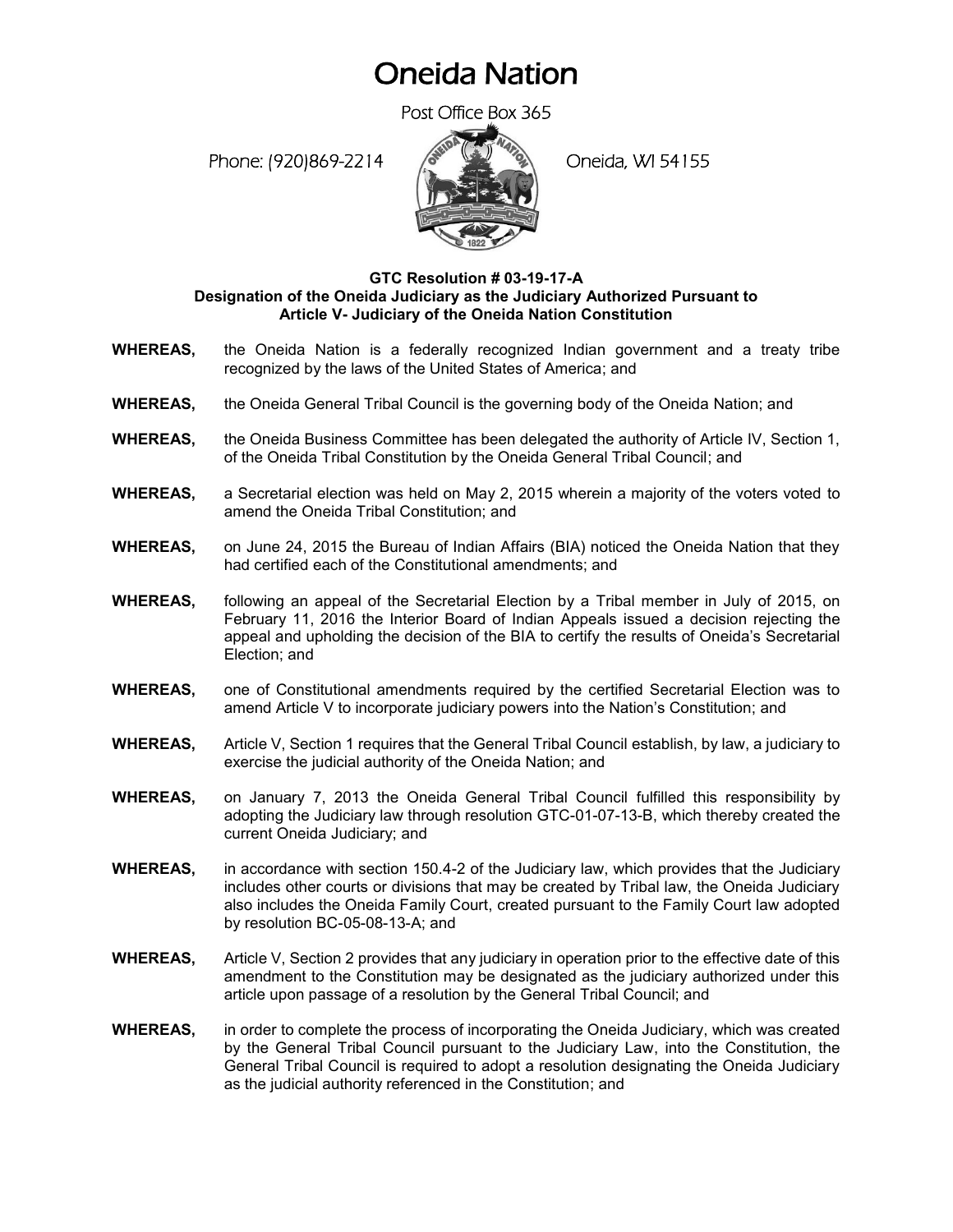# Oneida Nation

Post Office Box 365

Phone: (920)869-2214 Oneida, WI 54155

**GTC Resolution # 03-19-17-A**
**Designation of the Oneida Judiciary as the Judiciary Authorized Pursuant to Article V- Judiciary of the Oneida Nation Constitution**

**WHEREAS,** the Oneida Nation is a federally recognized Indian government and a treaty tribe recognized by the laws of the United States of America; and

**WHEREAS,** the Oneida General Tribal Council is the governing body of the Oneida Nation; and

**WHEREAS,** the Oneida Business Committee has been delegated the authority of Article IV, Section 1, of the Oneida Tribal Constitution by the Oneida General Tribal Council; and

**WHEREAS,** a Secretarial election was held on May 2, 2015 wherein a majority of the voters voted to amend the Oneida Tribal Constitution; and

**WHEREAS,** on June 24, 2015 the Bureau of Indian Affairs (BIA) noticed the Oneida Nation that they had certified each of the Constitutional amendments; and

**WHEREAS,** following an appeal of the Secretarial Election by a Tribal member in July of 2015, on February 11, 2016 the Interior Board of Indian Appeals issued a decision rejecting the appeal and upholding the decision of the BIA to certify the results of Oneida's Secretarial Election; and

**WHEREAS,** one of Constitutional amendments required by the certified Secretarial Election was to amend Article V to incorporate judiciary powers into the Nation's Constitution; and

**WHEREAS,** Article V, Section 1 requires that the General Tribal Council establish, by law, a judiciary to exercise the judicial authority of the Oneida Nation; and

**WHEREAS,** on January 7, 2013 the Oneida General Tribal Council fulfilled this responsibility by adopting the Judiciary law through resolution GTC-01-07-13-B, which thereby created the current Oneida Judiciary; and

**WHEREAS,** in accordance with section 150.4-2 of the Judiciary law, which provides that the Judiciary includes other courts or divisions that may be created by Tribal law, the Oneida Judiciary also includes the Oneida Family Court, created pursuant to the Family Court law adopted by resolution BC-05-08-13-A; and

**WHEREAS,** Article V, Section 2 provides that any judiciary in operation prior to the effective date of this amendment to the Constitution may be designated as the judiciary authorized under this article upon passage of a resolution by the General Tribal Council; and

**WHEREAS,** in order to complete the process of incorporating the Oneida Judiciary, which was created by the General Tribal Council pursuant to the Judiciary Law, into the Constitution, the General Tribal Council is required to adopt a resolution designating the Oneida Judiciary as the judicial authority referenced in the Constitution; and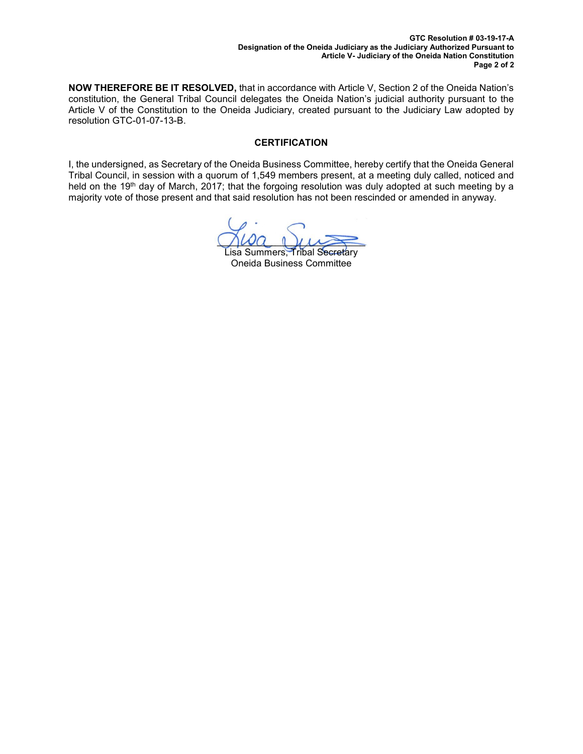**NOW THEREFORE BE IT RESOLVED,** that in accordance with Article V, Section 2 of the Oneida Nation's constitution, the General Tribal Council delegates the Oneida Nation's judicial authority pursuant to the Article V of the Constitution to the Oneida Judiciary, created pursuant to the Judiciary Law adopted by resolution GTC-01-07-13-B.

## CERTIFICATION

I, the undersigned, as Secretary of the Oneida Business Committee, hereby certify that the Oneida General Tribal Council, in session with a quorum of 1,549 members present, at a meeting duly called, noticed and held on the 19th day of March, 2017; that the forgoing resolution was duly adopted at such meeting by a majority vote of those present and that said resolution has not been rescinded or amended in anyway.

Lisa Summers, Tribal Secretary
Oneida Business Committee